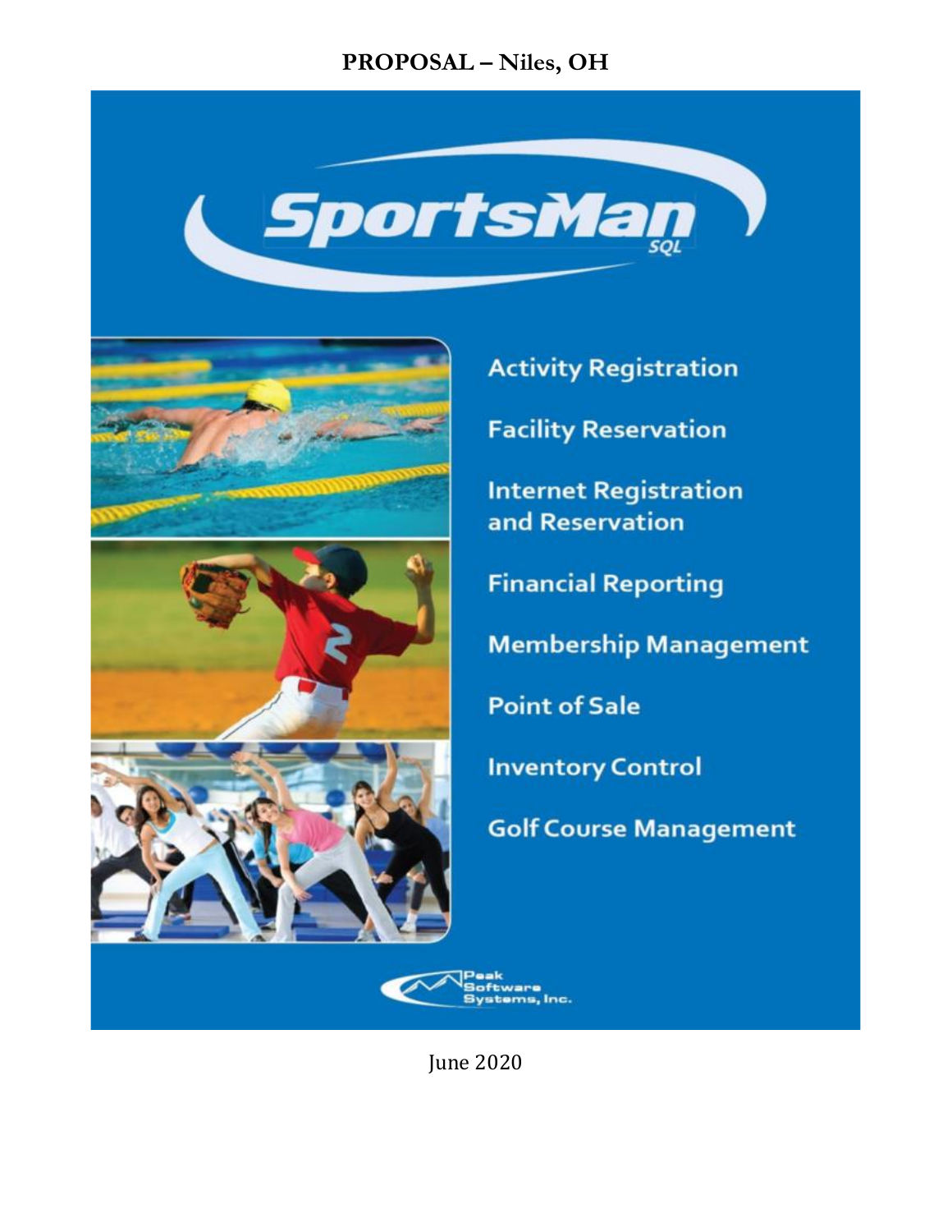# PROPOSAL – Niles, OH

**SportsMan** SQL

- Activity Registration
- Facility Reservation
- Internet Registration and Reservation
- Financial Reporting
- Membership Management
- Point of Sale
- Inventory Control
- Golf Course Management

Peak Software Systems, Inc.

June 2020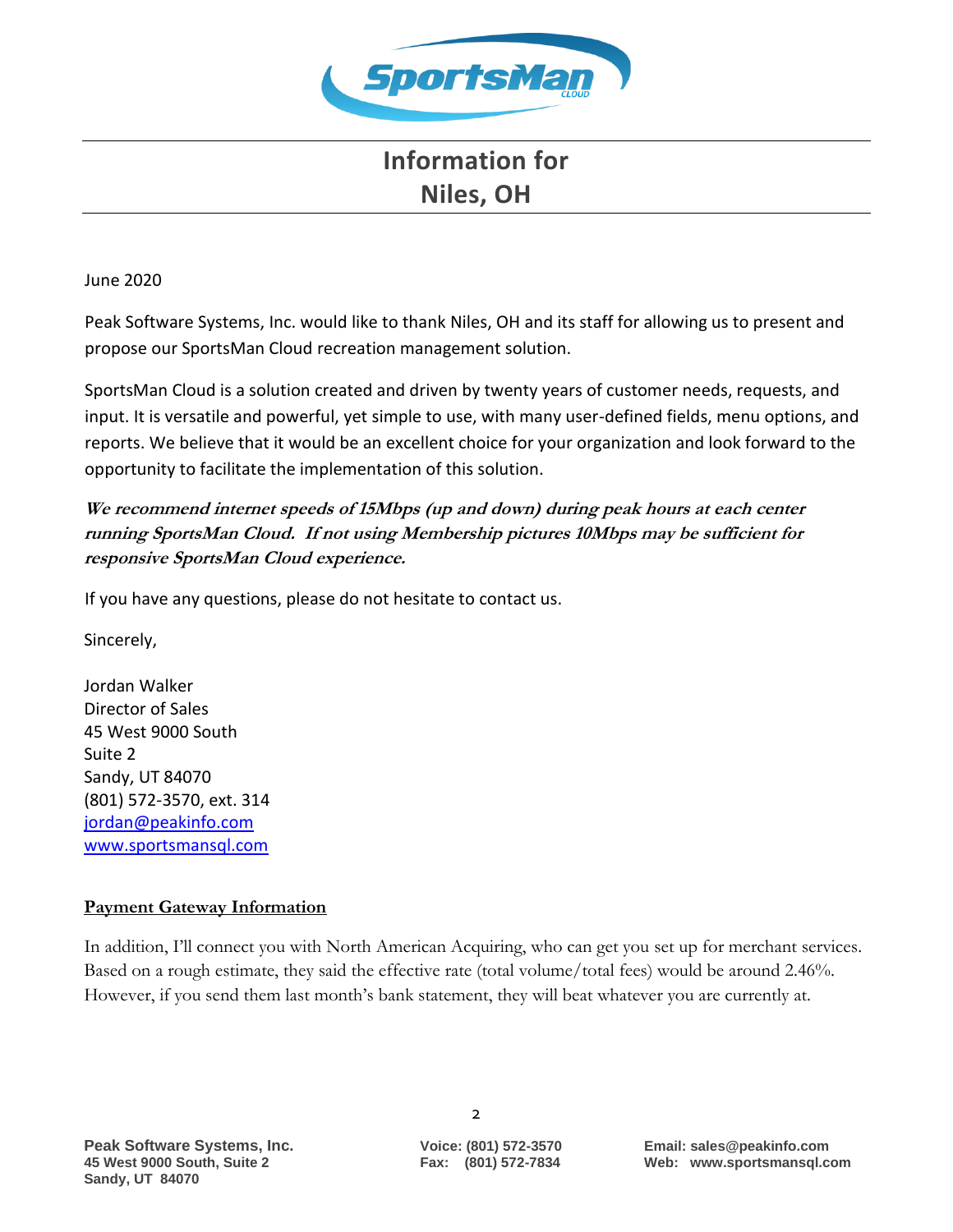# Information for Niles, OH

June 2020

Peak Software Systems, Inc. would like to thank Niles, OH and its staff for allowing us to present and propose our SportsMan Cloud recreation management solution.

SportsMan Cloud is a solution created and driven by twenty years of customer needs, requests, and input. It is versatile and powerful, yet simple to use, with many user-defined fields, menu options, and reports. We believe that it would be an excellent choice for your organization and look forward to the opportunity to facilitate the implementation of this solution.

***We recommend internet speeds of 15Mbps (up and down) during peak hours at each center running SportsMan Cloud. If not using Membership pictures 10Mbps may be sufficient for responsive SportsMan Cloud experience.***

If you have any questions, please do not hesitate to contact us.

Sincerely,

Jordan Walker
Director of Sales
45 West 9000 South
Suite 2
Sandy, UT 84070
(801) 572-3570, ext. 314
jordan@peakinfo.com
www.sportsmansql.com

**Payment Gateway Information**

In addition, I'll connect you with North American Acquiring, who can get you set up for merchant services. Based on a rough estimate, they said the effective rate (total volume/total fees) would be around 2.46%. However, if you send them last month's bank statement, they will beat whatever you are currently at.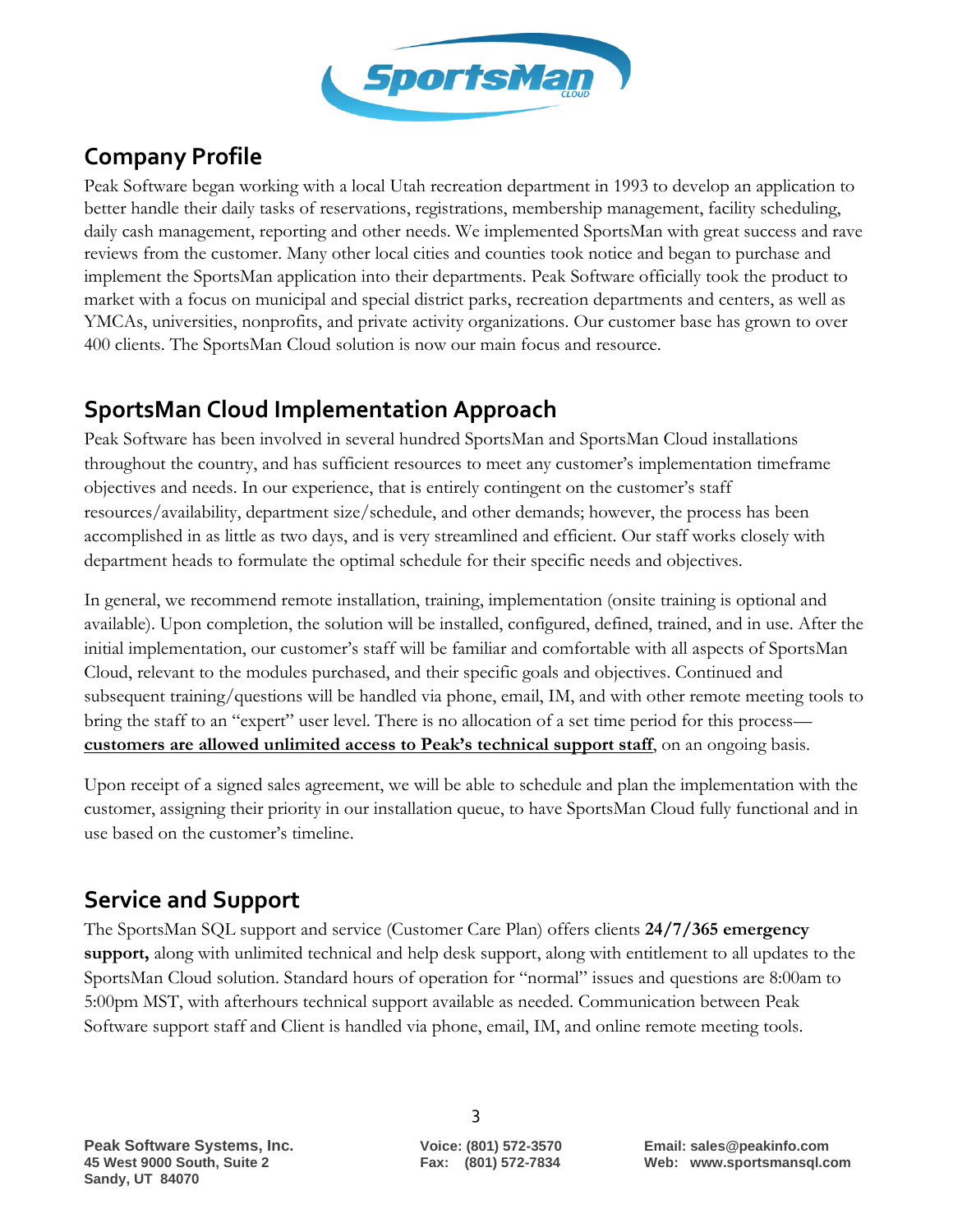## Company Profile

Peak Software began working with a local Utah recreation department in 1993 to develop an application to better handle their daily tasks of reservations, registrations, membership management, facility scheduling, daily cash management, reporting and other needs. We implemented SportsMan with great success and rave reviews from the customer. Many other local cities and counties took notice and began to purchase and implement the SportsMan application into their departments. Peak Software officially took the product to market with a focus on municipal and special district parks, recreation departments and centers, as well as YMCAs, universities, nonprofits, and private activity organizations. Our customer base has grown to over 400 clients. The SportsMan Cloud solution is now our main focus and resource.

## SportsMan Cloud Implementation Approach

Peak Software has been involved in several hundred SportsMan and SportsMan Cloud installations throughout the country, and has sufficient resources to meet any customer's implementation timeframe objectives and needs. In our experience, that is entirely contingent on the customer's staff resources/availability, department size/schedule, and other demands; however, the process has been accomplished in as little as two days, and is very streamlined and efficient. Our staff works closely with department heads to formulate the optimal schedule for their specific needs and objectives.

In general, we recommend remote installation, training, implementation (onsite training is optional and available). Upon completion, the solution will be installed, configured, defined, trained, and in use. After the initial implementation, our customer's staff will be familiar and comfortable with all aspects of SportsMan Cloud, relevant to the modules purchased, and their specific goals and objectives. Continued and subsequent training/questions will be handled via phone, email, IM, and with other remote meeting tools to bring the staff to an "expert" user level. There is no allocation of a set time period for this process—**customers are allowed unlimited access to Peak's technical support staff**, on an ongoing basis.

Upon receipt of a signed sales agreement, we will be able to schedule and plan the implementation with the customer, assigning their priority in our installation queue, to have SportsMan Cloud fully functional and in use based on the customer's timeline.

## Service and Support

The SportsMan SQL support and service (Customer Care Plan) offers clients **24/7/365 emergency support,** along with unlimited technical and help desk support, along with entitlement to all updates to the SportsMan Cloud solution. Standard hours of operation for "normal" issues and questions are 8:00am to 5:00pm MST, with afterhours technical support available as needed. Communication between Peak Software support staff and Client is handled via phone, email, IM, and online remote meeting tools.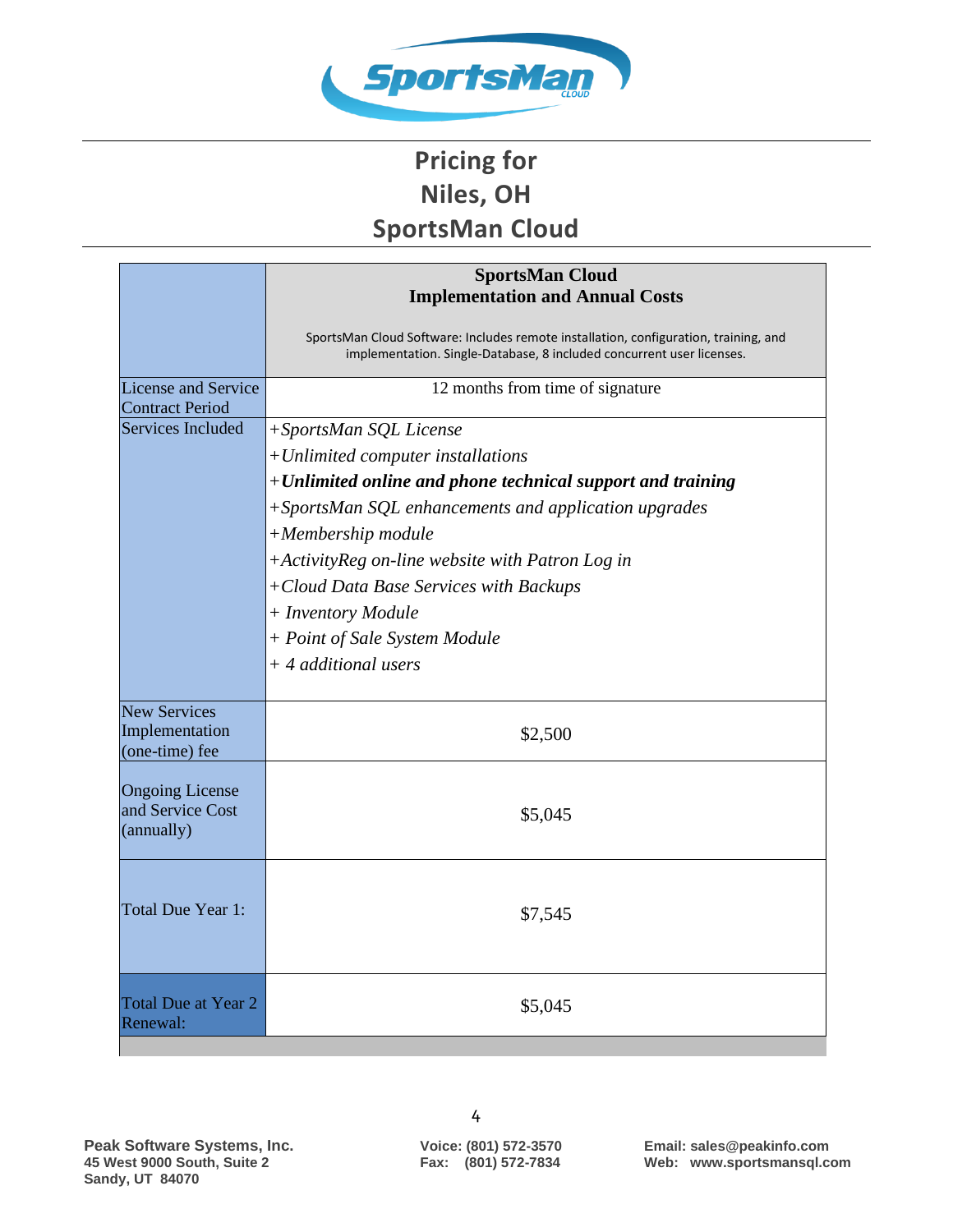# Pricing for Niles, OH SportsMan Cloud

| | **SportsMan Cloud Implementation and Annual Costs**<br><br>SportsMan Cloud Software: Includes remote installation, configuration, training, and implementation. Single-Database, 8 included concurrent user licenses. |
|---|---|
| License and Service Contract Period | 12 months from time of signature |
| Services Included | *+SportsMan SQL License*<br>*+Unlimited computer installations*<br>***+Unlimited online and phone technical support and training***<br>*+SportsMan SQL enhancements and application upgrades*<br>*+Membership module*<br>*+ActivityReg on-line website with Patron Log in*<br>*+Cloud Data Base Services with Backups*<br>*+ Inventory Module*<br>*+ Point of Sale System Module*<br>*+ 4 additional users* |
| New Services Implementation (one-time) fee | $2,500 |
| Ongoing License and Service Cost (annually) | $5,045 |
| Total Due Year 1: | $7,545 |
| Total Due at Year 2 Renewal: | $5,045 |

**Peak Software Systems, Inc.**
**45 West 9000 South, Suite 2**
**Sandy, UT 84070**

**Voice: (801) 572-3570**
**Fax: (801) 572-7834**

**Email: sales@peakinfo.com**
**Web: www.sportsmansql.com**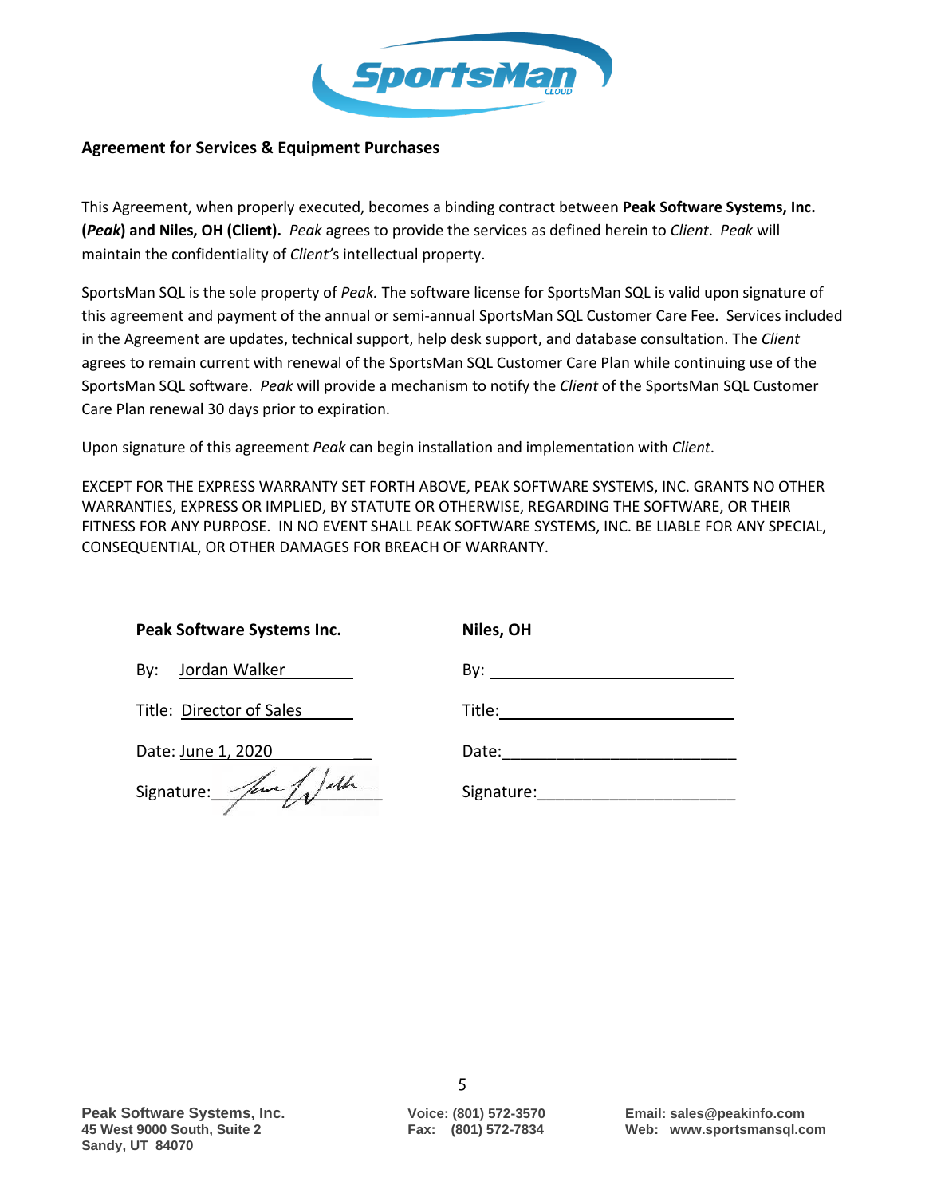**Agreement for Services & Equipment Purchases**

This Agreement, when properly executed, becomes a binding contract between **Peak Software Systems, Inc. (*Peak*) and Niles, OH (Client).** *Peak* agrees to provide the services as defined herein to *Client*. *Peak* will maintain the confidentiality of *Client'*s intellectual property.

SportsMan SQL is the sole property of *Peak.* The software license for SportsMan SQL is valid upon signature of this agreement and payment of the annual or semi-annual SportsMan SQL Customer Care Fee. Services included in the Agreement are updates, technical support, help desk support, and database consultation. The *Client* agrees to remain current with renewal of the SportsMan SQL Customer Care Plan while continuing use of the SportsMan SQL software. *Peak* will provide a mechanism to notify the *Client* of the SportsMan SQL Customer Care Plan renewal 30 days prior to expiration.

Upon signature of this agreement *Peak* can begin installation and implementation with *Client*.

EXCEPT FOR THE EXPRESS WARRANTY SET FORTH ABOVE, PEAK SOFTWARE SYSTEMS, INC. GRANTS NO OTHER WARRANTIES, EXPRESS OR IMPLIED, BY STATUTE OR OTHERWISE, REGARDING THE SOFTWARE, OR THEIR FITNESS FOR ANY PURPOSE. IN NO EVENT SHALL PEAK SOFTWARE SYSTEMS, INC. BE LIABLE FOR ANY SPECIAL, CONSEQUENTIAL, OR OTHER DAMAGES FOR BREACH OF WARRANTY.

| **Peak Software Systems Inc.** | **Niles, OH** |
|---|---|
| By: Jordan Walker | By: ______________ |
| Title: Director of Sales | Title: ______________ |
| Date: June 1, 2020 | Date: ______________ |
| Signature: [signed] | Signature: ______________ |

**Peak Software Systems, Inc.**
**45 West 9000 South, Suite 2**
**Sandy, UT 84070**

**Voice: (801) 572-3570**
**Fax: (801) 572-7834**

**Email: sales@peakinfo.com**
**Web: www.sportsmansql.com**